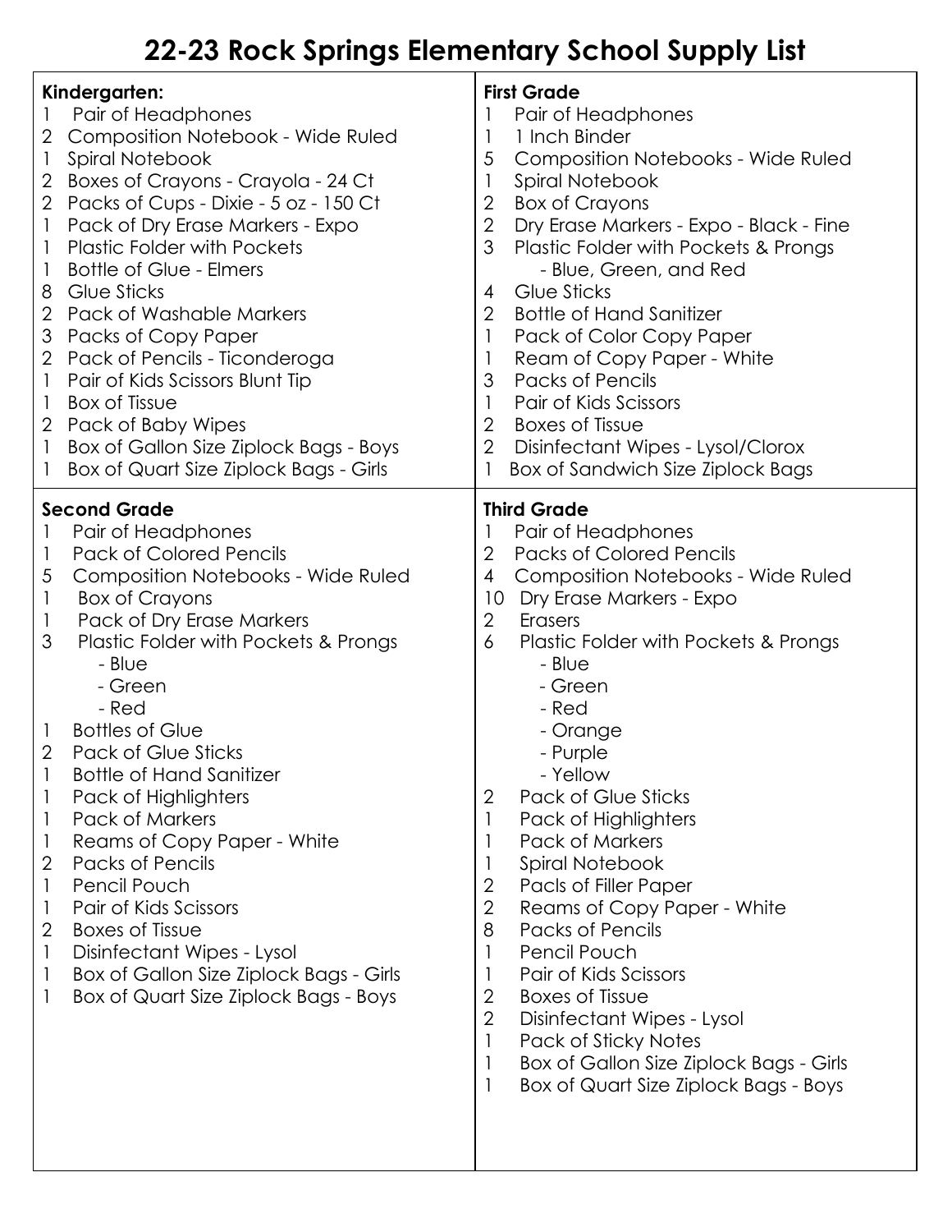# 22-23 Rock Springs Elementary School Supply List

**Kindergarten:**

1 Pair of Headphones
2 Composition Notebook - Wide Ruled
1 Spiral Notebook
2 Boxes of Crayons - Crayola - 24 Ct
2 Packs of Cups - Dixie - 5 oz - 150 Ct
1 Pack of Dry Erase Markers - Expo
1 Plastic Folder with Pockets
1 Bottle of Glue - Elmers
8 Glue Sticks
2 Pack of Washable Markers
3 Packs of Copy Paper
2 Pack of Pencils - Ticonderoga
1 Pair of Kids Scissors Blunt Tip
1 Box of Tissue
2 Pack of Baby Wipes
1 Box of Gallon Size Ziplock Bags - Boys
1 Box of Quart Size Ziplock Bags - Girls

**First Grade**

1 Pair of Headphones
1 1 Inch Binder
5 Composition Notebooks - Wide Ruled
1 Spiral Notebook
2 Box of Crayons
2 Dry Erase Markers - Expo - Black - Fine
3 Plastic Folder with Pockets & Prongs
  - Blue, Green, and Red
4 Glue Sticks
2 Bottle of Hand Sanitizer
1 Pack of Color Copy Paper
1 Ream of Copy Paper - White
3 Packs of Pencils
1 Pair of Kids Scissors
2 Boxes of Tissue
2 Disinfectant Wipes - Lysol/Clorox
1 Box of Sandwich Size Ziplock Bags

**Second Grade**

1 Pair of Headphones
1 Pack of Colored Pencils
5 Composition Notebooks - Wide Ruled
1 Box of Crayons
1 Pack of Dry Erase Markers
3 Plastic Folder with Pockets & Prongs
  - Blue
  - Green
  - Red
1 Bottles of Glue
2 Pack of Glue Sticks
1 Bottle of Hand Sanitizer
1 Pack of Highlighters
1 Pack of Markers
1 Reams of Copy Paper - White
2 Packs of Pencils
1 Pencil Pouch
1 Pair of Kids Scissors
2 Boxes of Tissue
1 Disinfectant Wipes - Lysol
1 Box of Gallon Size Ziplock Bags - Girls
1 Box of Quart Size Ziplock Bags - Boys

**Third Grade**

1 Pair of Headphones
2 Packs of Colored Pencils
4 Composition Notebooks - Wide Ruled
10 Dry Erase Markers - Expo
2 Erasers
6 Plastic Folder with Pockets & Prongs
  - Blue
  - Green
  - Red
  - Orange
  - Purple
  - Yellow
2 Pack of Glue Sticks
1 Pack of Highlighters
1 Pack of Markers
1 Spiral Notebook
2 Pacls of Filler Paper
2 Reams of Copy Paper - White
8 Packs of Pencils
1 Pencil Pouch
1 Pair of Kids Scissors
2 Boxes of Tissue
2 Disinfectant Wipes - Lysol
1 Pack of Sticky Notes
1 Box of Gallon Size Ziplock Bags - Girls
1 Box of Quart Size Ziplock Bags - Boys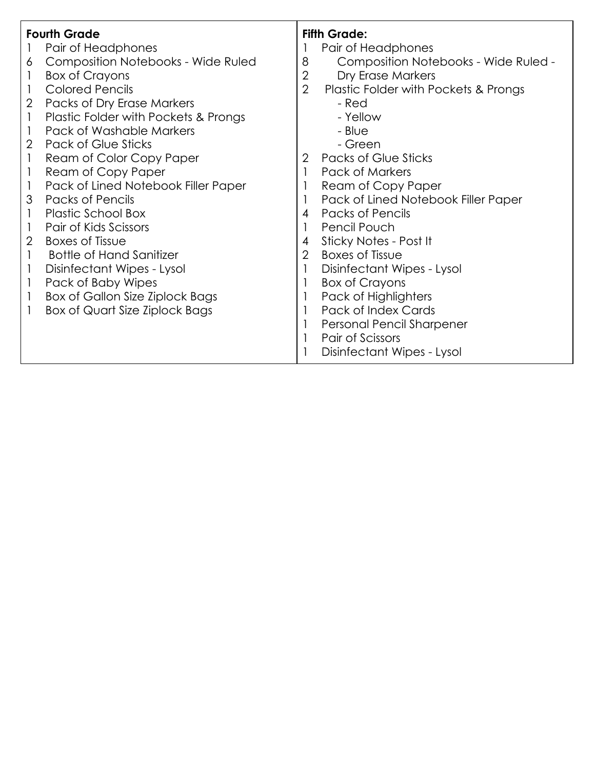**Fourth Grade**

1 Pair of Headphones
6 Composition Notebooks - Wide Ruled
1 Box of Crayons
1 Colored Pencils
2 Packs of Dry Erase Markers
1 Plastic Folder with Pockets & Prongs
1 Pack of Washable Markers
2 Pack of Glue Sticks
1 Ream of Color Copy Paper
1 Ream of Copy Paper
1 Pack of Lined Notebook Filler Paper
3 Packs of Pencils
1 Plastic School Box
1 Pair of Kids Scissors
2 Boxes of Tissue
1 Bottle of Hand Sanitizer
1 Disinfectant Wipes - Lysol
1 Pack of Baby Wipes
1 Box of Gallon Size Ziplock Bags
1 Box of Quart Size Ziplock Bags

**Fifth Grade:**

1 Pair of Headphones
8 Composition Notebooks - Wide Ruled -
2 Dry Erase Markers
2 Plastic Folder with Pockets & Prongs
- Red
- Yellow
- Blue
- Green

2 Packs of Glue Sticks
1 Pack of Markers
1 Ream of Copy Paper
1 Pack of Lined Notebook Filler Paper
4 Packs of Pencils
1 Pencil Pouch
4 Sticky Notes - Post It
2 Boxes of Tissue
1 Disinfectant Wipes - Lysol
1 Box of Crayons
1 Pack of Highlighters
1 Pack of Index Cards
1 Personal Pencil Sharpener
1 Pair of Scissors
1 Disinfectant Wipes - Lysol